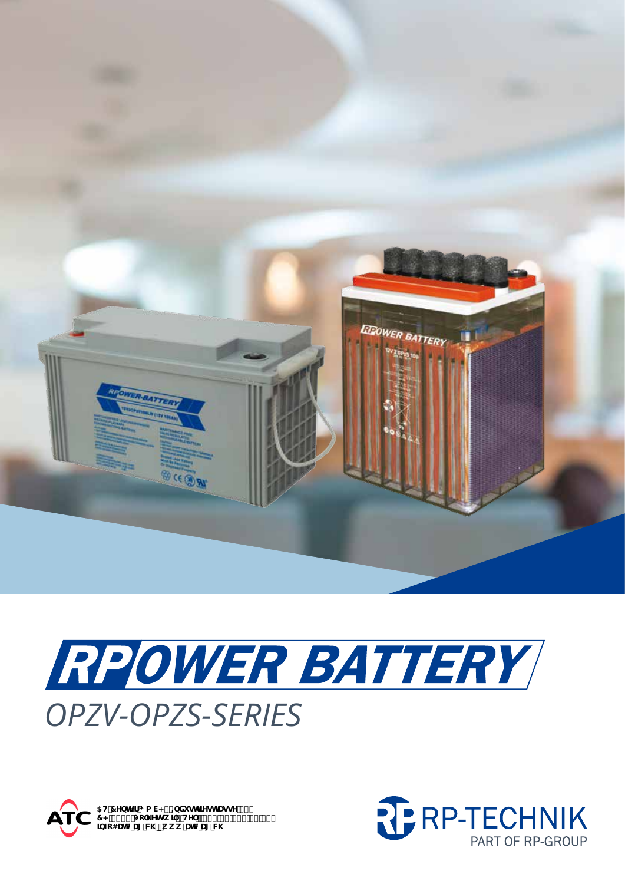# RPOWER BATTERY

## OPZV-OPZS-SERIES

RP-TECHNIK

PART OF RP-GROUP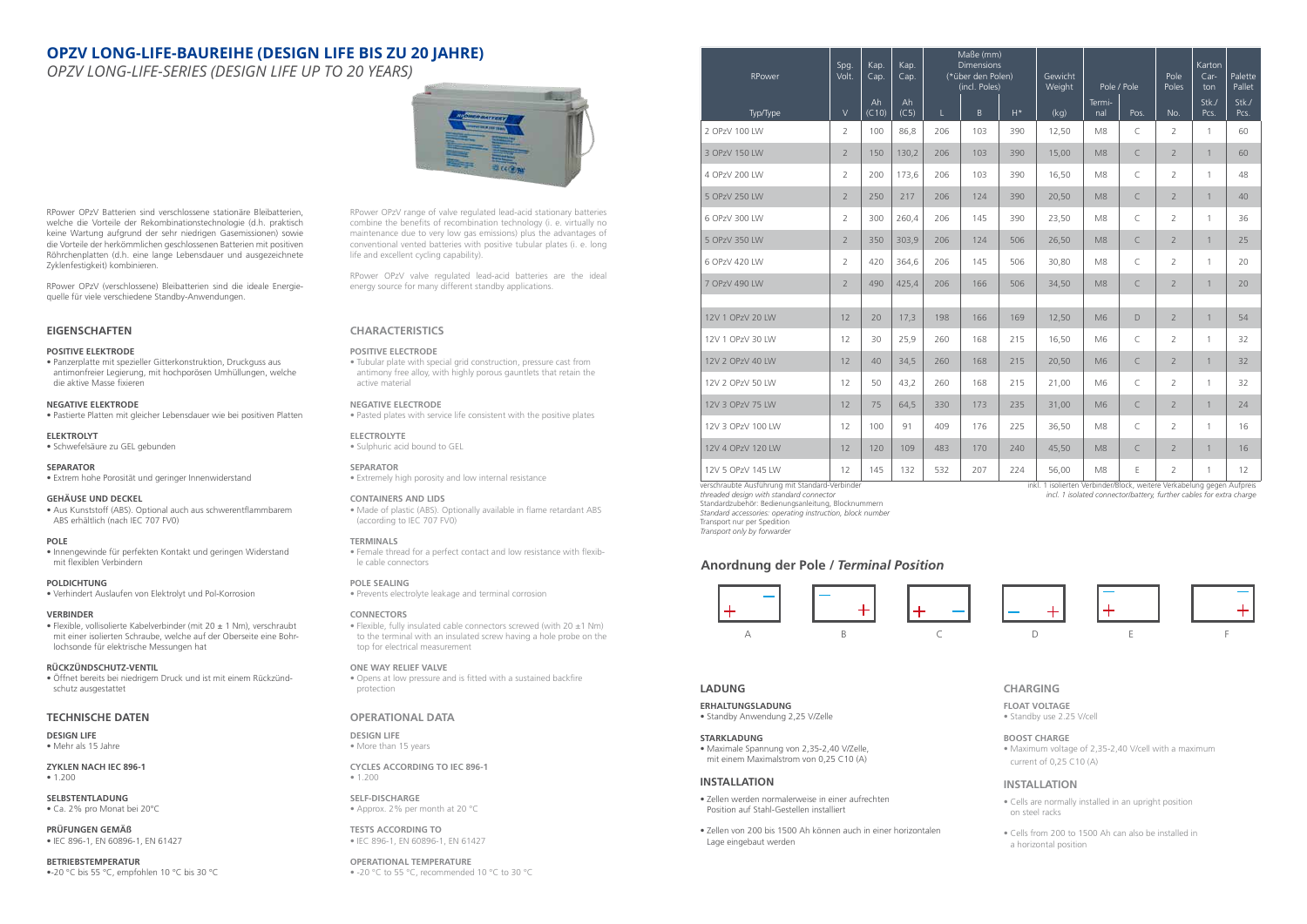# OPZV LONG-LIFE-BAUREIHE (DESIGN LIFE BIS ZU 20 JAHRE)

*OPZV LONG-LIFE-SERIES (DESIGN LIFE UP TO 20 YEARS)*

RPower OPzV Batterien sind verschlossene stationäre Bleibatterien, welche die Vorteile der Rekombinationstechnologie (d.h. praktisch keine Wartung aufgrund der sehr niedrigen Gasemissionen) sowie die Vorteile der herkömmlichen geschlossenen Batterien mit positiven Röhrchenplatten (d.h. eine lange Lebensdauer und ausgezeichnete Zyklenfestigkeit) kombinieren.

RPower OPzV (verschlossene) Bleibatterien sind die ideale Energiequelle für viele verschiedene Standby-Anwendungen.

## EIGENSCHAFTEN

**POSITIVE ELEKTRODE**
- Panzerplatte mit spezieller Gitterkonstruktion, Druckguss aus antimonfreier Legierung, mit hochporösen Umhüllungen, welche die aktive Masse fixieren

**NEGATIVE ELEKTRODE**
- Pastierte Platten mit gleicher Lebensdauer wie bei positiven Platten

**ELEKTROLYT**
- Schwefelsäure zu GEL gebunden

**SEPARATOR**
- Extrem hohe Porosität und geringer Innenwiderstand

**GEHÄUSE UND DECKEL**
- Aus Kunststoff (ABS). Optional auch aus schwerentflammbarem ABS erhältlich (nach IEC 707 FV0)

**POLE**
- Innengewinde für perfekten Kontakt und geringen Widerstand mit flexiblen Verbindern

**POLDICHTUNG**
- Verhindert Auslaufen von Elektrolyt und Pol-Korrosion

**VERBINDER**
- Flexible, vollisolierte Kabelverbinder (mit 20 ± 1 Nm), verschraubt mit einer isolierten Schraube, welche auf der Oberseite eine Bohrlochsonde für elektrische Messungen hat

**RÜCKZÜNDSCHUTZ-VENTIL**
- Öffnet bereits bei niedrigem Druck und ist mit einem Rückzündschutz ausgestattet

## TECHNISCHE DATEN

**DESIGN LIFE**
- Mehr als 15 Jahre

**ZYKLEN NACH IEC 896-1**
- 1.200

**SELBSTENTLADUNG**
- Ca. 2% pro Monat bei 20°C

**PRÜFUNGEN GEMÄß**
- IEC 896-1, EN 60896-1, EN 61427

**BETRIEBSTEMPERATUR**
- -20 °C bis 55 °C, empfohlen 10 °C bis 30 °C

RPower OPzV range of valve regulated lead-acid stationary batteries combine the benefits of recombination technology (i. e. virtually no maintenance due to very low gas emissions) plus the advantages of conventional vented batteries with positive tubular plates (i. e. long life and excellent cycling capability).

RPower OPzV valve regulated lead-acid batteries are the ideal energy source for many different standby applications.

## CHARACTERISTICS

**POSITIVE ELECTRODE**
- Tubular plate with special grid construction, pressure cast from antimony free alloy, with highly porous gauntlets that retain the active material

**NEGATIVE ELECTRODE**
- Pasted plates with service life consistent with the positive plates

**ELECTROLYTE**
- Sulphuric acid bound to GEL

**SEPARATOR**
- Extremely high porosity and low internal resistance

**CONTAINERS AND LIDS**
- Made of plastic (ABS). Optionally available in flame retardant ABS (according to IEC 707 FV0)

**TERMINALS**
- Female thread for a perfect contact and low resistance with flexible cable connectors

**POLE SEALING**
- Prevents electrolyte leakage and terminal corrosion

**CONNECTORS**
- Flexible, fully insulated cable connectors screwed (with 20 ±1 Nm) to the terminal with an insulated screw having a hole probe on the top for electrical measurement

**ONE WAY RELIEF VALVE**
- Opens at low pressure and is fitted with a sustained backfire protection

## OPERATIONAL DATA

**DESIGN LIFE**
- More than 15 years

**CYCLES ACCORDING TO IEC 896-1**
- 1.200

**SELF-DISCHARGE**
- Approx. 2% per month at 20 °C

**TESTS ACCORDING TO**
- IEC 896-1, EN 60896-1, EN 61427

**OPERATIONAL TEMPERATURE**
- -20 °C to 55 °C, recommended 10 °C to 30 °C

| RPower | Spg. Volt. | Kap. Cap. | Kap. Cap. | Maße (mm) Dimensions (*über den Polen) (incl. Poles) | | | Gewicht Weight | Pole / Pole | | Pole Poles | Karton Carton | Palette Pallet |
|---|---|---|---|---|---|---|---|---|---|---|---|---|
| Typ/Type | V | Ah (C10) | Ah (C5) | L | B | H* | (kg) | Terminal | Pos. | No. | Stk./Pcs. | Stk./Pcs. |
| 2 OPzV 100 LW | 2 | 100 | 86,8 | 206 | 103 | 390 | 12,50 | M8 | C | 2 | 1 | 60 |
| 3 OPzV 150 LW | 2 | 150 | 130,2 | 206 | 103 | 390 | 15,00 | M8 | C | 2 | 1 | 60 |
| 4 OPzV 200 LW | 2 | 200 | 173,6 | 206 | 103 | 390 | 16,50 | M8 | C | 2 | 1 | 48 |
| 5 OPzV 250 LW | 2 | 250 | 217 | 206 | 124 | 390 | 20,50 | M8 | C | 2 | 1 | 40 |
| 6 OPzV 300 LW | 2 | 300 | 260,4 | 206 | 145 | 390 | 23,50 | M8 | C | 2 | 1 | 36 |
| 5 OPzV 350 LW | 2 | 350 | 303,9 | 206 | 124 | 506 | 26,50 | M8 | C | 2 | 1 | 25 |
| 6 OPzV 420 LW | 2 | 420 | 364,6 | 206 | 145 | 506 | 30,80 | M8 | C | 2 | 1 | 20 |
| 7 OPzV 490 LW | 2 | 490 | 425,4 | 206 | 166 | 506 | 34,50 | M8 | C | 2 | 1 | 20 |
| | | | | | | | | | | | | |
| 12V 1 OPzV 20 LW | 12 | 20 | 17,3 | 198 | 166 | 169 | 12,50 | M6 | D | 2 | 1 | 54 |
| 12V 1 OPzV 30 LW | 12 | 30 | 25,9 | 260 | 168 | 215 | 16,50 | M6 | C | 2 | 1 | 32 |
| 12V 2 OPzV 40 LW | 12 | 40 | 34,5 | 260 | 168 | 215 | 20,50 | M6 | C | 2 | 1 | 32 |
| 12V 2 OPzV 50 LW | 12 | 50 | 43,2 | 260 | 168 | 215 | 21,00 | M6 | C | 2 | 1 | 32 |
| 12V 3 OPzV 75 LW | 12 | 75 | 64,5 | 330 | 173 | 235 | 31,00 | M6 | C | 2 | 1 | 24 |
| 12V 3 OPzV 100 LW | 12 | 100 | 91 | 409 | 176 | 225 | 36,50 | M8 | C | 2 | 1 | 16 |
| 12V 4 OPzV 120 LW | 12 | 120 | 109 | 483 | 170 | 240 | 45,50 | M8 | C | 2 | 1 | 16 |
| 12V 5 OPzV 145 LW | 12 | 145 | 132 | 532 | 207 | 224 | 56,00 | M8 | E | 2 | 1 | 12 |

verschraubte Ausführung mit Standard-Verbinder
*threaded design with standard connector*
Standardzubehör: Bedienungsanleitung, Blocknummern
*Standard accessories: operating instruction, block number*
Transport nur per Spedition
*Transport only by forwarder*

inkl. 1 isolierten Verbinder/Block, weitere Verkabelung gegen Aufpreis
*incl. 1 isolated connector/battery, further cables for extra charge*

## Anordnung der Pole / *Terminal Position*

A B C D E F

## LADUNG

**ERHALTUNGSLADUNG**
- Standby Anwendung 2,25 V/Zelle

**STARKLADUNG**
- Maximale Spannung von 2,35-2,40 V/Zelle, mit einem Maximalstrom von 0,25 C10 (A)

## INSTALLATION

- Zellen werden normalerweise in einer aufrechten Position auf Stahl-Gestellen installiert
- Zellen von 200 bis 1500 Ah können auch in einer horizontalen Lage eingebaut werden

## CHARGING

**FLOAT VOLTAGE**
- Standby use 2.25 V/cell

**BOOST CHARGE**
- Maximum voltage of 2,35-2,40 V/cell with a maximum current of 0,25 C10 (A)

## INSTALLATION

- Cells are normally installed in an upright position on steel racks
- Cells from 200 to 1500 Ah can also be installed in a horizontal position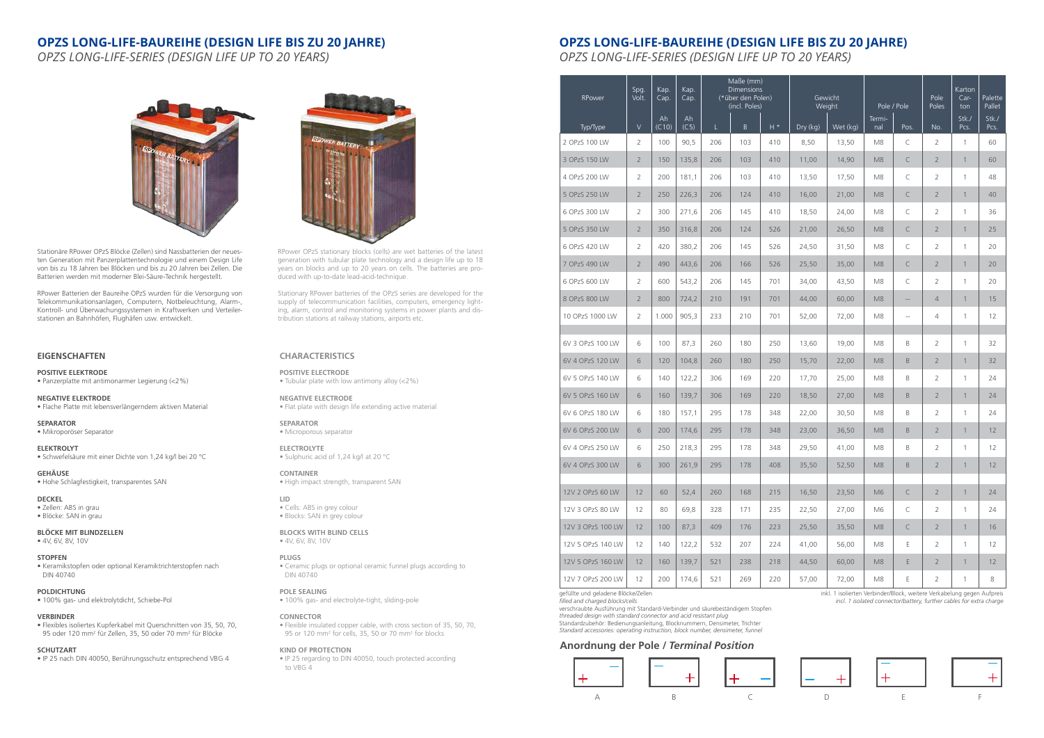# OPZS LONG-LIFE-BAUREIHE (DESIGN LIFE BIS ZU 20 JAHRE)

*OPZS LONG-LIFE-SERIES (DESIGN LIFE UP TO 20 YEARS)*

Stationäre RPower OPzS Blöcke (Zellen) sind Nassbatterien der neuesten Generation mit Panzerplattentechnologie und einem Design Life von bis zu 18 Jahren bei Blöcken und bis zu 20 Jahren bei Zellen. Die Batterien werden mit moderner Blei-Säure-Technik hergestellt.

RPower Batterien der Baureihe OPzS wurden für die Versorgung von Telekommunikationsanlagen, Computern, Notbeleuchtung, Alarm-, Kontroll- und Überwachungssystemen in Kraftwerken und Verteilerstationen an Bahnhöfen, Flughäfen usw. entwickelt.

RPower OPzS stationary blocks (cells) are wet batteries of the latest generation with tubular plate technology and a design life up to 18 years on blocks and up to 20 years on cells. The batteries are produced with up-to-date lead-acid-technique.

Stationary RPower batteries of the OPzS series are developed for the supply of telecommunication facilities, computers, emergency lighting, alarm, control and monitoring systems in power plants and distribution stations at railway stations, airports etc.

### EIGENSCHAFTEN

**POSITIVE ELEKTRODE**
- Panzerplatte mit antimonarmer Legierung (<2%)

**NEGATIVE ELEKTRODE**
- Flache Platte mit lebensverlängerndem aktiven Material

**SEPARATOR**
- Mikroporöser Separator

**ELEKTROLYT**
- Schwefelsäure mit einer Dichte von 1,24 kg/l bei 20 °C

**GEHÄUSE**
- Hohe Schlagfestigkeit, transparentes SAN

**DECKEL**
- Zellen: ABS in grau
- Blöcke: SAN in grau

**BLÖCKE MIT BLINDZELLEN**
- 4V, 6V, 8V, 10V

**STOPFEN**
- Keramikstopfen oder optional Keramiktrichterstopfen nach DIN 40740

**POLDICHTUNG**
- 100% gas- und elektrolytdicht, Schiebe-Pol

**VERBINDER**
- Flexibles isoliertes Kupferkabel mit Querschnitten von 35, 50, 70, 95 oder 120 mm² für Zellen, 35, 50 oder 70 mm² für Blöcke

**SCHUTZART**
- IP 25 nach DIN 40050, Berührungsschutz entsprechend VBG 4

### CHARACTERISTICS

**POSITIVE ELECTRODE**
- Tubular plate with low antimony alloy (<2%)

**NEGATIVE ELECTRODE**
- Flat plate with design life extending active material

**SEPARATOR**
- Microporous separator

**ELECTROLYTE**
- Sulphuric acid of 1,24 kg/l at 20 °C

**CONTAINER**
- High impact strength, transparent SAN

**LID**
- Cells: ABS in grey colour
- Blocks: SAN in grey colour

**BLOCKS WITH BLIND CELLS**
- 4V, 6V, 8V, 10V

**PLUGS**
- Ceramic plugs or optional ceramic funnel plugs according to DIN 40740

**POLE SEALING**
- 100% gas- and electrolyte-tight, sliding-pole

**CONNECTOR**
- Flexible insulated copper cable, with cross section of 35, 50, 70, 95 or 120 mm² for cells, 35, 50 or 70 mm² for blocks

**KIND OF PROTECTION**
- IP 25 regarding to DIN 40050, touch protected according to VBG 4

# OPZS LONG-LIFE-BAUREIHE (DESIGN LIFE BIS ZU 20 JAHRE)

*OPZS LONG-LIFE-SERIES (DESIGN LIFE UP TO 20 YEARS)*

| RPower | Spg. Volt. | Kap. Cap. | Kap. Cap. | Maße (mm) Dimensions (*über den Polen) (incl. Poles) | | | Gewicht Weight | | Pole / Pole | | Pole Poles | Karton Carton | Palette Pallet |
|---|---|---|---|---|---|---|---|---|---|---|---|---|---|
| Typ/Type | V | Ah (C10) | Ah (C5) | L | B | H * | Dry (kg) | Wet (kg) | Terminal | Pos. | No. | Stk./Pcs. | Stk./Pcs. |
| 2 OPzS 100 LW | 2 | 100 | 90,5 | 206 | 103 | 410 | 8,50 | 13,50 | M8 | C | 2 | 1 | 60 |
| 3 OPzS 150 LW | 2 | 150 | 135,8 | 206 | 103 | 410 | 11,00 | 14,90 | M8 | C | 2 | 1 | 60 |
| 4 OPzS 200 LW | 2 | 200 | 181,1 | 206 | 103 | 410 | 13,50 | 17,50 | M8 | C | 2 | 1 | 48 |
| 5 OPzS 250 LW | 2 | 250 | 226,3 | 206 | 124 | 410 | 16,00 | 21,00 | M8 | C | 2 | 1 | 40 |
| 6 OPzS 300 LW | 2 | 300 | 271,6 | 206 | 145 | 410 | 18,50 | 24,00 | M8 | C | 2 | 1 | 36 |
| 5 OPzS 350 LW | 2 | 350 | 316,8 | 206 | 124 | 526 | 21,00 | 26,50 | M8 | C | 2 | 1 | 25 |
| 6 OPzS 420 LW | 2 | 420 | 380,2 | 206 | 145 | 526 | 24,50 | 31,50 | M8 | C | 2 | 1 | 20 |
| 7 OPzS 490 LW | 2 | 490 | 443,6 | 206 | 166 | 526 | 25,50 | 35,00 | M8 | C | 2 | 1 | 20 |
| 6 OPzS 600 LW | 2 | 600 | 543,2 | 206 | 145 | 701 | 34,00 | 43,50 | M8 | C | 2 | 1 | 20 |
| 8 OPzS 800 LW | 2 | 800 | 724,2 | 210 | 191 | 701 | 44,00 | 60,00 | M8 | -- | 4 | 1 | 15 |
| 10 OPzS 1000 LW | 2 | 1.000 | 905,3 | 233 | 210 | 701 | 52,00 | 72,00 | M8 | -- | 4 | 1 | 12 |
| | | | | | | | | | | | | | |
| 6V 3 OPzS 100 LW | 6 | 100 | 87,3 | 260 | 180 | 250 | 13,60 | 19,00 | M8 | B | 2 | 1 | 32 |
| 6V 4 OPzS 120 LW | 6 | 120 | 104,8 | 260 | 180 | 250 | 15,70 | 22,00 | M8 | B | 2 | 1 | 32 |
| 6V 5 OPzS 140 LW | 6 | 140 | 122,2 | 306 | 169 | 220 | 17,70 | 25,00 | M8 | B | 2 | 1 | 24 |
| 6V 5 OPzS 160 LW | 6 | 160 | 139,7 | 306 | 169 | 220 | 18,50 | 27,00 | M8 | B | 2 | 1 | 24 |
| 6V 6 OPzS 180 LW | 6 | 180 | 157,1 | 295 | 178 | 348 | 22,00 | 30,50 | M8 | B | 2 | 1 | 24 |
| 6V 6 OPzS 200 LW | 6 | 200 | 174,6 | 295 | 178 | 348 | 23,00 | 36,50 | M8 | B | 2 | 1 | 12 |
| 6V 4 OPzS 250 LW | 6 | 250 | 218,3 | 295 | 178 | 348 | 29,50 | 41,00 | M8 | B | 2 | 1 | 12 |
| 6V 4 OPzS 300 LW | 6 | 300 | 261,9 | 295 | 178 | 408 | 35,50 | 52,50 | M8 | B | 2 | 1 | 12 |
| | | | | | | | | | | | | | |
| 12V 2 OPzS 60 LW | 12 | 60 | 52,4 | 260 | 168 | 215 | 16,50 | 23,50 | M6 | C | 2 | 1 | 24 |
| 12V 3 OPzS 80 LW | 12 | 80 | 69,8 | 328 | 171 | 235 | 22,50 | 27,00 | M6 | C | 2 | 1 | 24 |
| 12V 3 OPzS 100 LW | 12 | 100 | 87,3 | 409 | 176 | 223 | 25,50 | 35,50 | M8 | C | 2 | 1 | 16 |
| 12V 5 OPzS 140 LW | 12 | 140 | 122,2 | 532 | 207 | 224 | 41,00 | 56,00 | M8 | E | 2 | 1 | 12 |
| 12V 5 OPzS 160 LW | 12 | 160 | 139,7 | 521 | 238 | 218 | 44,50 | 60,00 | M8 | E | 2 | 1 | 12 |
| 12V 7 OPzS 200 LW | 12 | 200 | 174,6 | 521 | 269 | 220 | 57,00 | 72,00 | M8 | E | 2 | 1 | 8 |

gefüllte und geladene Blöcke/Zellen
*filled and charged blocks/cells*

verschraubte Ausführung mit Standard-Verbinder und säurebeständigem Stopfen
*threaded design with standard connector and acid resistant plug*

Standardzubehör: Bedienungsanleitung, Blocknummern, Densimeter, Trichter
*Standard accessories: operating instruction, block number, densimeter, funnel*

inkl. 1 isolierten Verbinder/Block, weitere Verkabelung gegen Aufpreis
*incl. 1 isolated connector/battery, further cables for extra charge*

## Anordnung der Pole / *Terminal Position*

A B C D E F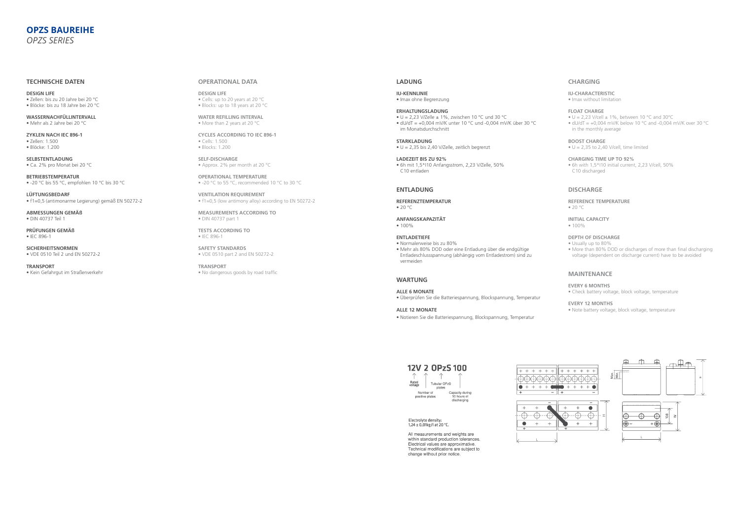# OPZS BAUREIHE

*OPZS SERIES*

## TECHNISCHE DATEN

**DESIGN LIFE**
- Zellen: bis zu 20 Jahre bei 20 °C
- Blöcke: bis zu 18 Jahre bei 20 °C

**WASSERNACHFÜLLINTERVALL**
- Mehr als 2 Jahre bei 20 °C

**ZYKLEN NACH IEC 896-1**
- Zellen: 1.500
- Blöcke: 1.200

**SELBSTENTLADUNG**
- Ca. 2% pro Monat bei 20 °C

**BETRIEBSTEMPERATUR**
- -20 °C bis 55 °C, empfohlen 10 °C bis 30 °C

**LÜFTUNGSBEDARF**
- f1=0,5 (antimonarme Legierung) gemäß EN 50272-2

**ABMESSUNGEN GEMÄß**
- DIN 40737 Teil 1

**PRÜFUNGEN GEMÄß**
- IEC 896-1

**SICHERHEITSNORMEN**
- VDE 0510 Teil 2 und EN 50272-2

**TRANSPORT**
- Kein Gefahrgut im Straßenverkehr

## OPERATIONAL DATA

**DESIGN LIFE**
- Cells: up to 20 years at 20 °C
- Blocks: up to 18 years at 20 °C

**WATER REFILLING INTERVAL**
- More than 2 years at 20 °C

**CYCLES ACCORDING TO IEC 896-1**
- Cells: 1.500
- Blocks: 1.200

**SELF-DISCHARGE**
- Approx. 2% per month at 20 °C

**OPERATIONAL TEMPERATURE**
- -20 °C to 55 °C, recommended 10 °C to 30 °C

**VENTILATION REQUIREMENT**
- f1=0,5 (low antimony alloy) according to EN 50272-2

**MEASUREMENTS ACCORDING TO**
- DIN 40737 part 1

**TESTS ACCORDING TO**
- IEC 896-1

**SAFETY STANDARDS**
- VDE 0510 part 2 and EN 50272-2

**TRANSPORT**
- No dangerous goods by road traffic

## LADUNG

**IU-KENNLINIE**
- Imax ohne Begrenzung

**ERHALTUNGSLADUNG**
- U = 2,23 V/Zelle ± 1%, zwischen 10 °C und 30 °C
- dU/dT = +0,004 mV/K unter 10 °C und -0,004 mV/K über 30 °C im Monatsdurchschnitt

**STARKLADUNG**
- U = 2,35 bis 2,40 V/Zelle, zeitlich begrenzt

**LADEZEIT BIS ZU 92%**
- 6h mit 1,5*I10 Anfangsstrom, 2,23 V/Zelle, 50% C10 entladen

## ENTLADUNG

**REFERENZTEMPERATUR**
- 20 °C

**ANFANGSKAPAZITÄT**
- 100%

**ENTLADETIEFE**
- Normalerweise bis zu 80%
- Mehr als 80% DOD oder eine Entladung über die endgültige Entladeschlussspannung (abhängig vom Entladestrom) sind zu vermeiden

## WARTUNG

**ALLE 6 MONATE**
- Überprüfen Sie die Batteriespannung, Blockspannung, Temperatur

**ALLE 12 MONATE**
- Notieren Sie die Batteriespannung, Blockspannung, Temperatur

## CHARGING

**IU-CHARACTERISTIC**
- Imax without limitation

**FLOAT CHARGE**
- U = 2,23 V/cell ± 1%, between 10 °C and 30°C
- dU/dT = +0,004 mV/K below 10 °C and -0,004 mV/K over 30 °C in the monthly average

**BOOST CHARGE**
- U = 2,35 to 2,40 V/cell, time limited

**CHARGING TIME UP TO 92%**
- 6h with 1,5*I10 initial current, 2,23 V/cell, 50% C10 discharged

## DISCHARGE

**REFERENCE TEMPERATURE**
- 20 °C

**INITIAL CAPACITY**
- 100%

**DEPTH OF DISCHARGE**
- Usually up to 80%
- More than 80% DOD or discharges of more than final discharging voltage (dependent on discharge current) have to be avoided

## MAINTENANCE

**EVERY 6 MONTHS**
- Check battery voltage, block voltage, temperature

**EVERY 12 MONTHS**
- Note battery voltage, block voltage, temperature

**12V 2 OPzS 100**

Rated voltage — Number of positive plates — Tubular OPzS plates — Capacity during 10 hours of discharging

Electrolyte density: 1,24 ± 0,01kg/l at 20 °C.

All measurements and weights are within standard production tolerances. Electrical values are approximative. Technical modifications are subject to change without prior notice.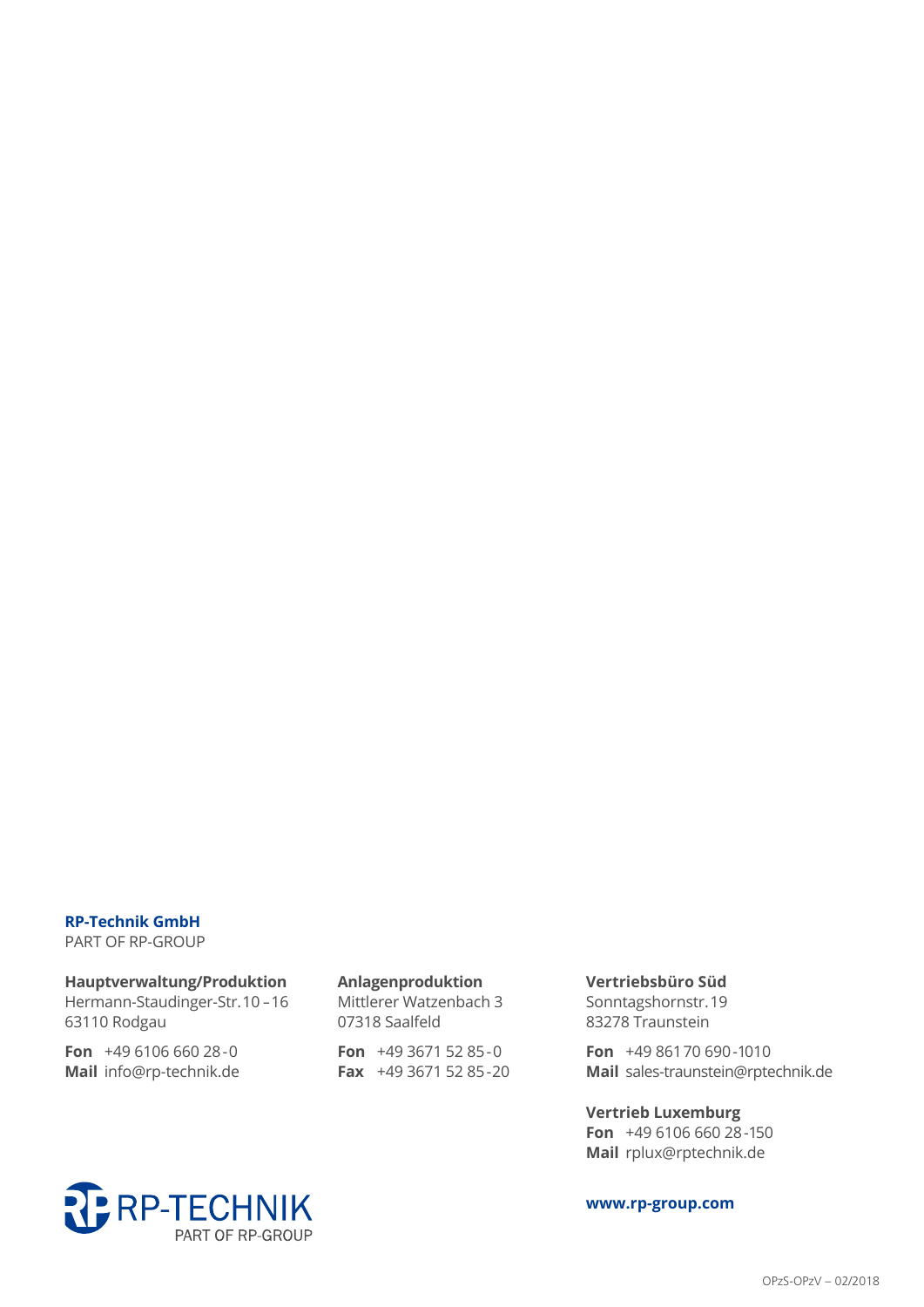**RP-Technik GmbH**
PART OF RP-GROUP

**Hauptverwaltung/Produktion**
Hermann-Staudinger-Str. 10 – 16
63110 Rodgau

**Fon** +49 6106 660 28-0
**Mail** info@rp-technik.de

**Anlagenproduktion**
Mittlerer Watzenbach 3
07318 Saalfeld

**Fon** +49 3671 52 85-0
**Fax** +49 3671 52 85-20

**Vertriebsbüro Süd**
Sonntagshornstr. 19
83278 Traunstein

**Fon** +49 861 70 690-1010
**Mail** sales-traunstein@rptechnik.de

**Vertrieb Luxemburg**
**Fon** +49 6106 660 28-150
**Mail** rplux@rptechnik.de

RP-TECHNIK
PART OF RP-GROUP

**www.rp-group.com**

OPzS-OPzV – 02/2018